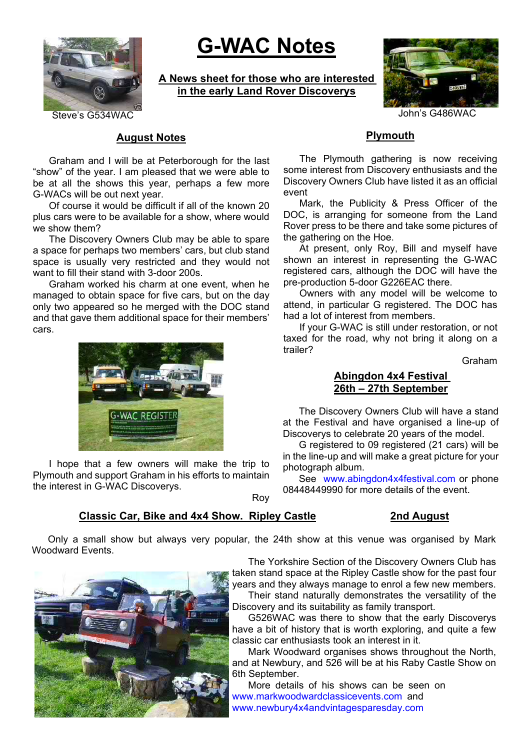# G-WAC Notes

**A News sheet for those who are interested in the early Land Rover Discoverys**

Steve's G534WAC

John's G486WAC

## August Notes

Graham and I will be at Peterborough for the last "show" of the year. I am pleased that we were able to be at all the shows this year, perhaps a few more G-WACs will be out next year.

Of course it would be difficult if all of the known 20 plus cars were to be available for a show, where would we show them?

The Discovery Owners Club may be able to spare a space for perhaps two members' cars, but club stand space is usually very restricted and they would not want to fill their stand with 3-door 200s.

Graham worked his charm at one event, when he managed to obtain space for five cars, but on the day only two appeared so he merged with the DOC stand and that gave them additional space for their members' cars.

I hope that a few owners will make the trip to Plymouth and support Graham in his efforts to maintain the interest in G-WAC Discoverys.

Roy

## Plymouth

The Plymouth gathering is now receiving some interest from Discovery enthusiasts and the Discovery Owners Club have listed it as an official event

Mark, the Publicity & Press Officer of the DOC, is arranging for someone from the Land Rover press to be there and take some pictures of the gathering on the Hoe.

At present, only Roy, Bill and myself have shown an interest in representing the G-WAC registered cars, although the DOC will have the pre-production 5-door G226EAC there.

Owners with any model will be welcome to attend, in particular G registered. The DOC has had a lot of interest from members.

If your G-WAC is still under restoration, or not taxed for the road, why not bring it along on a trailer?

Graham

## Abingdon 4x4 Festival 26th – 27th September

The Discovery Owners Club will have a stand at the Festival and have organised a line-up of Discoverys to celebrate 20 years of the model.

G registered to 09 registered (21 cars) will be in the line-up and will make a great picture for your photograph album.

See www.abingdon4x4festival.com or phone 08448449990 for more details of the event.

## Classic Car, Bike and 4x4 Show. Ripley Castle — 2nd August

Only a small show but always very popular, the 24th show at this venue was organised by Mark Woodward Events.

The Yorkshire Section of the Discovery Owners Club has taken stand space at the Ripley Castle show for the past four years and they always manage to enrol a few new members.

Their stand naturally demonstrates the versatility of the Discovery and its suitability as family transport.

G526WAC was there to show that the early Discoverys have a bit of history that is worth exploring, and quite a few classic car enthusiasts took an interest in it.

Mark Woodward organises shows throughout the North, and at Newbury, and 526 will be at his Raby Castle Show on 6th September.

More details of his shows can be seen on www.markwoodwardclassicevents.com and www.newbury4x4andvintagesparesday.com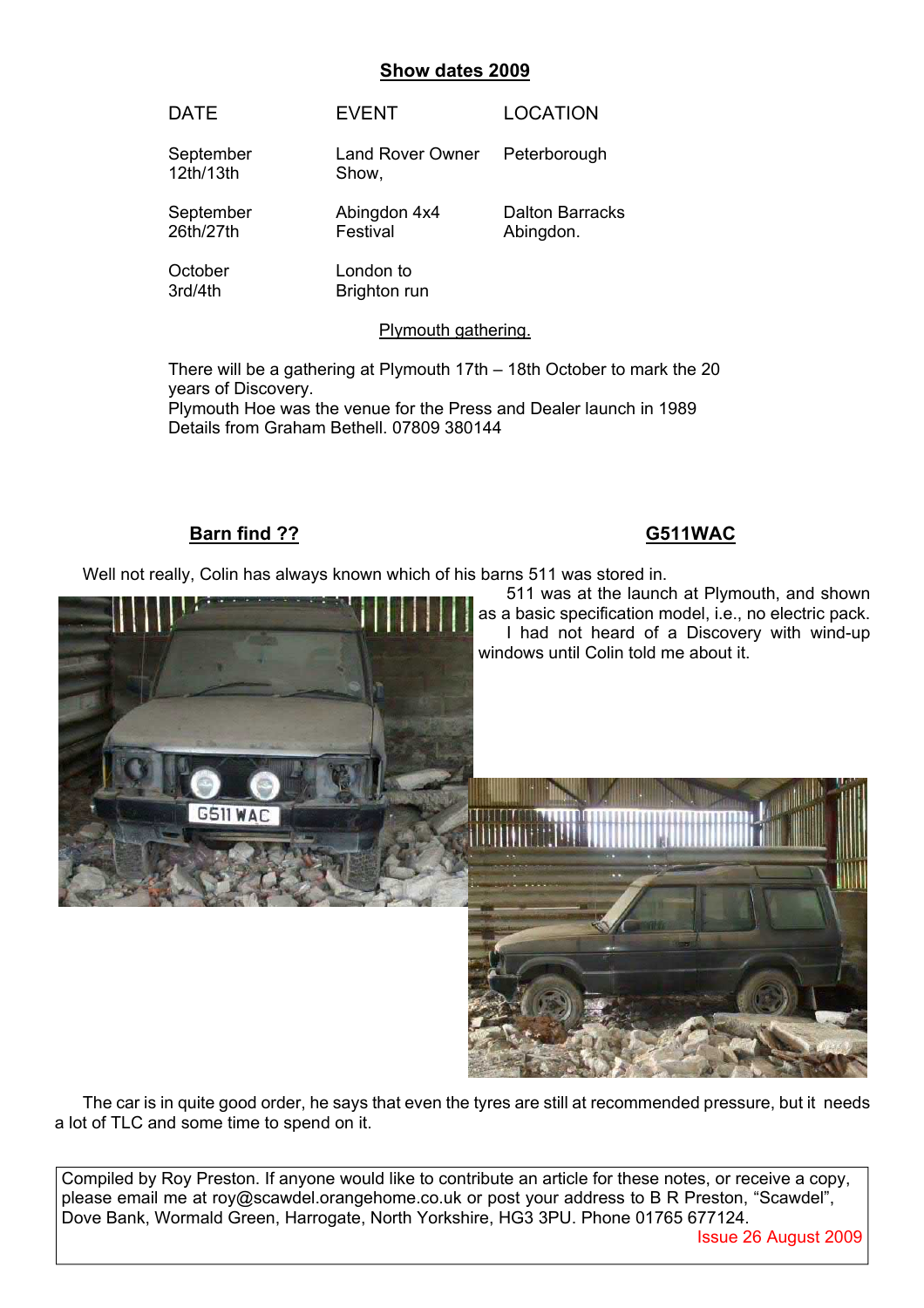## Show dates 2009

| DATE | EVENT | LOCATION |
|---|---|---|
| September 12th/13th | Land Rover Owner Show, | Peterborough |
| September 26th/27th | Abingdon 4x4 Festival | Dalton Barracks Abingdon. |
| October 3rd/4th | London to Brighton run | |

Plymouth gathering.

There will be a gathering at Plymouth 17th – 18th October to mark the 20 years of Discovery.
Plymouth Hoe was the venue for the Press and Dealer launch in 1989
Details from Graham Bethell. 07809 380144

## Barn find ??

## G511WAC

Well not really, Colin has always known which of his barns 511 was stored in.

511 was at the launch at Plymouth, and shown as a basic specification model, i.e., no electric pack.

I had not heard of a Discovery with wind-up windows until Colin told me about it.

The car is in quite good order, he says that even the tyres are still at recommended pressure, but it needs a lot of TLC and some time to spend on it.

Compiled by Roy Preston. If anyone would like to contribute an article for these notes, or receive a copy, please email me at roy@scawdel.orangehome.co.uk or post your address to B R Preston, "Scawdel", Dove Bank, Wormald Green, Harrogate, North Yorkshire, HG3 3PU. Phone 01765 677124.

Issue 26 August 2009